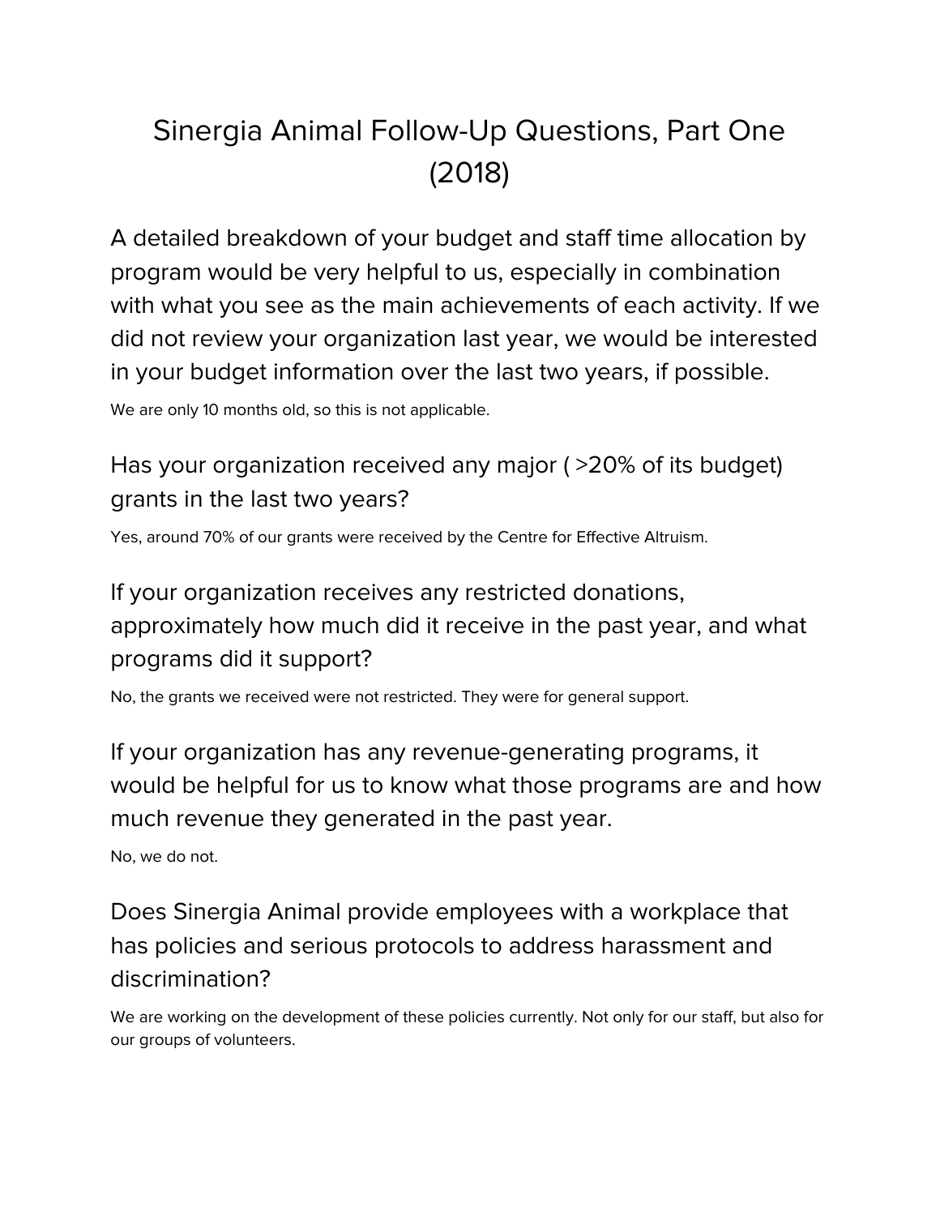# Sinergia Animal Follow-Up Questions, Part One (2018)

## A detailed breakdown of your budget and staff time allocation by program would be very helpful to us, especially in combination with what you see as the main achievements of each activity. If we did not review your organization last year, we would be interested in your budget information over the last two years, if possible.

We are only 10 months old, so this is not applicable.

### Has your organization received any major ( >20% of its budget) grants in the last two years?

Yes, around 70% of our grants were received by the Centre for Effective Altruism.

### If your organization receives any restricted donations, approximately how much did it receive in the past year, and what programs did it support?

No, the grants we received were not restricted. They were for general support.

### If your organization has any revenue-generating programs, it would be helpful for us to know what those programs are and how much revenue they generated in the past year.

No, we do not.

### Does Sinergia Animal provide employees with a workplace that has policies and serious protocols to address harassment and discrimination?

We are working on the development of these policies currently. Not only for our staff, but also for our groups of volunteers.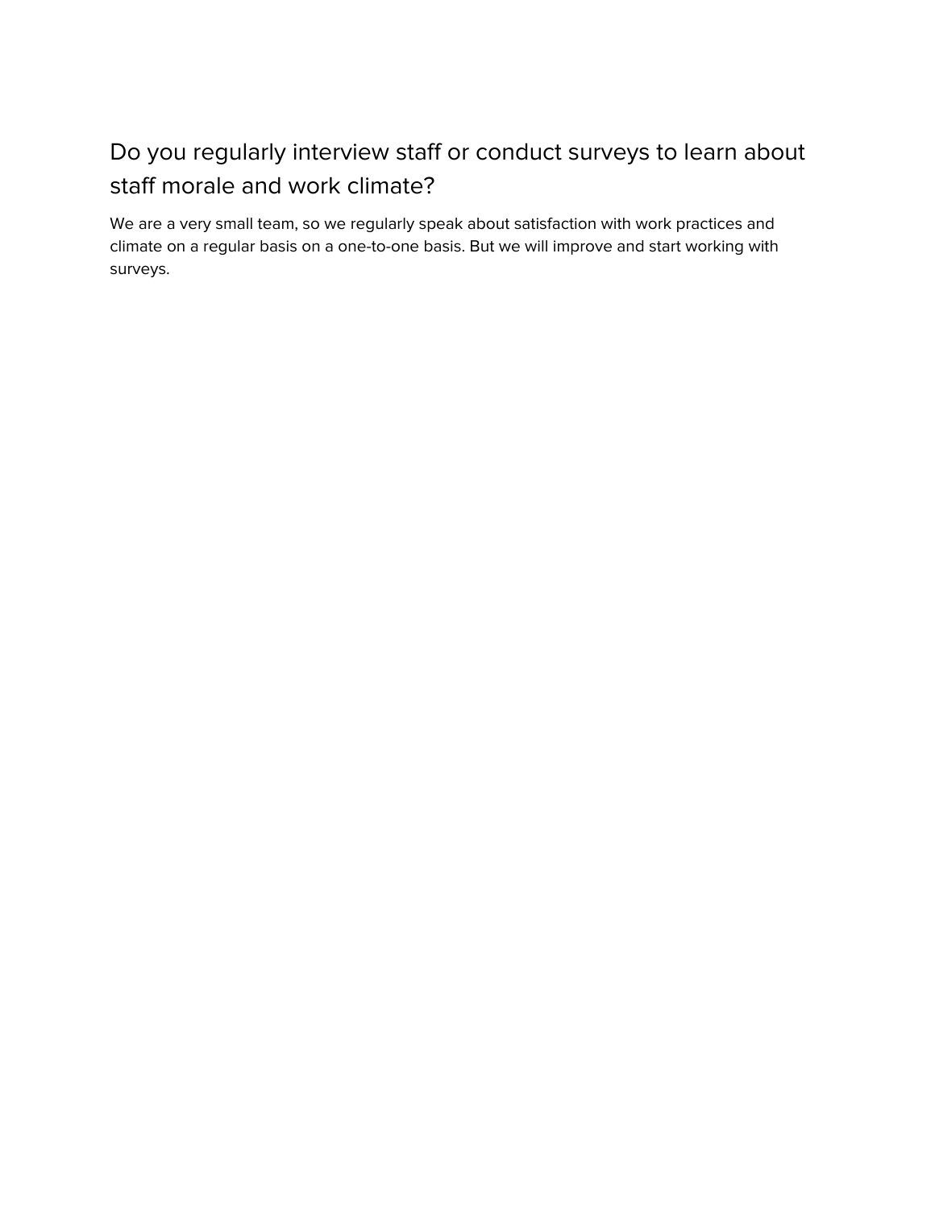## Do you regularly interview staff or conduct surveys to learn about staff morale and work climate?

We are a very small team, so we regularly speak about satisfaction with work practices and climate on a regular basis on a one-to-one basis. But we will improve and start working with surveys.